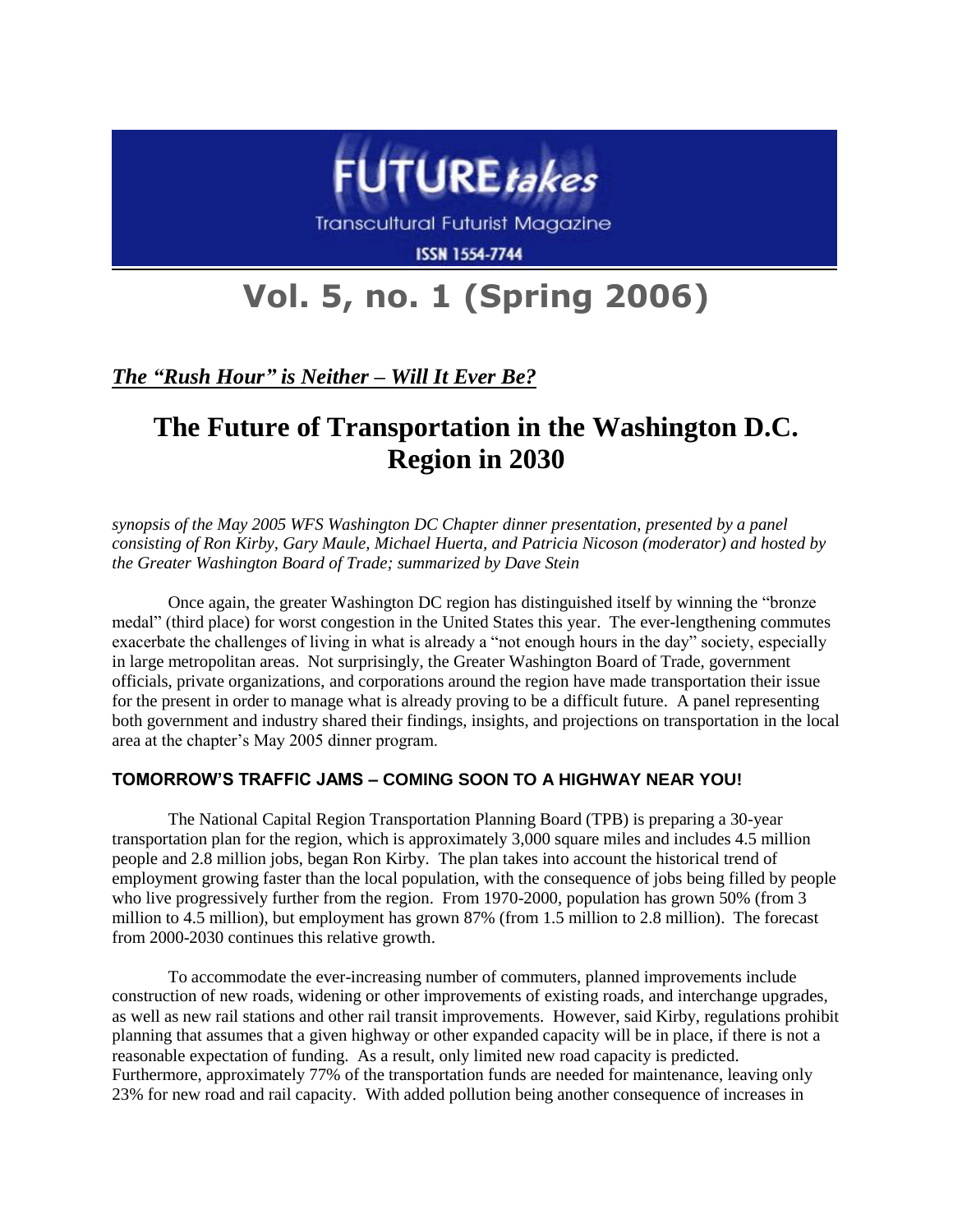# FUTURE *takes*

Transcultural Futurist Magazine

ISSN 1554-7744

# Vol. 5, no. 1 (Spring 2006)

***The "Rush Hour" is Neither – Will It Ever Be?***

## The Future of Transportation in the Washington D.C. Region in 2030

*synopsis of the May 2005 WFS Washington DC Chapter dinner presentation, presented by a panel consisting of Ron Kirby, Gary Maule, Michael Huerta, and Patricia Nicoson (moderator) and hosted by the Greater Washington Board of Trade; summarized by Dave Stein*

Once again, the greater Washington DC region has distinguished itself by winning the "bronze medal" (third place) for worst congestion in the United States this year. The ever-lengthening commutes exacerbate the challenges of living in what is already a "not enough hours in the day" society, especially in large metropolitan areas. Not surprisingly, the Greater Washington Board of Trade, government officials, private organizations, and corporations around the region have made transportation their issue for the present in order to manage what is already proving to be a difficult future. A panel representing both government and industry shared their findings, insights, and projections on transportation in the local area at the chapter's May 2005 dinner program.

### TOMORROW'S TRAFFIC JAMS – COMING SOON TO A HIGHWAY NEAR YOU!

The National Capital Region Transportation Planning Board (TPB) is preparing a 30-year transportation plan for the region, which is approximately 3,000 square miles and includes 4.5 million people and 2.8 million jobs, began Ron Kirby. The plan takes into account the historical trend of employment growing faster than the local population, with the consequence of jobs being filled by people who live progressively further from the region. From 1970-2000, population has grown 50% (from 3 million to 4.5 million), but employment has grown 87% (from 1.5 million to 2.8 million). The forecast from 2000-2030 continues this relative growth.

To accommodate the ever-increasing number of commuters, planned improvements include construction of new roads, widening or other improvements of existing roads, and interchange upgrades, as well as new rail stations and other rail transit improvements. However, said Kirby, regulations prohibit planning that assumes that a given highway or other expanded capacity will be in place, if there is not a reasonable expectation of funding. As a result, only limited new road capacity is predicted. Furthermore, approximately 77% of the transportation funds are needed for maintenance, leaving only 23% for new road and rail capacity. With added pollution being another consequence of increases in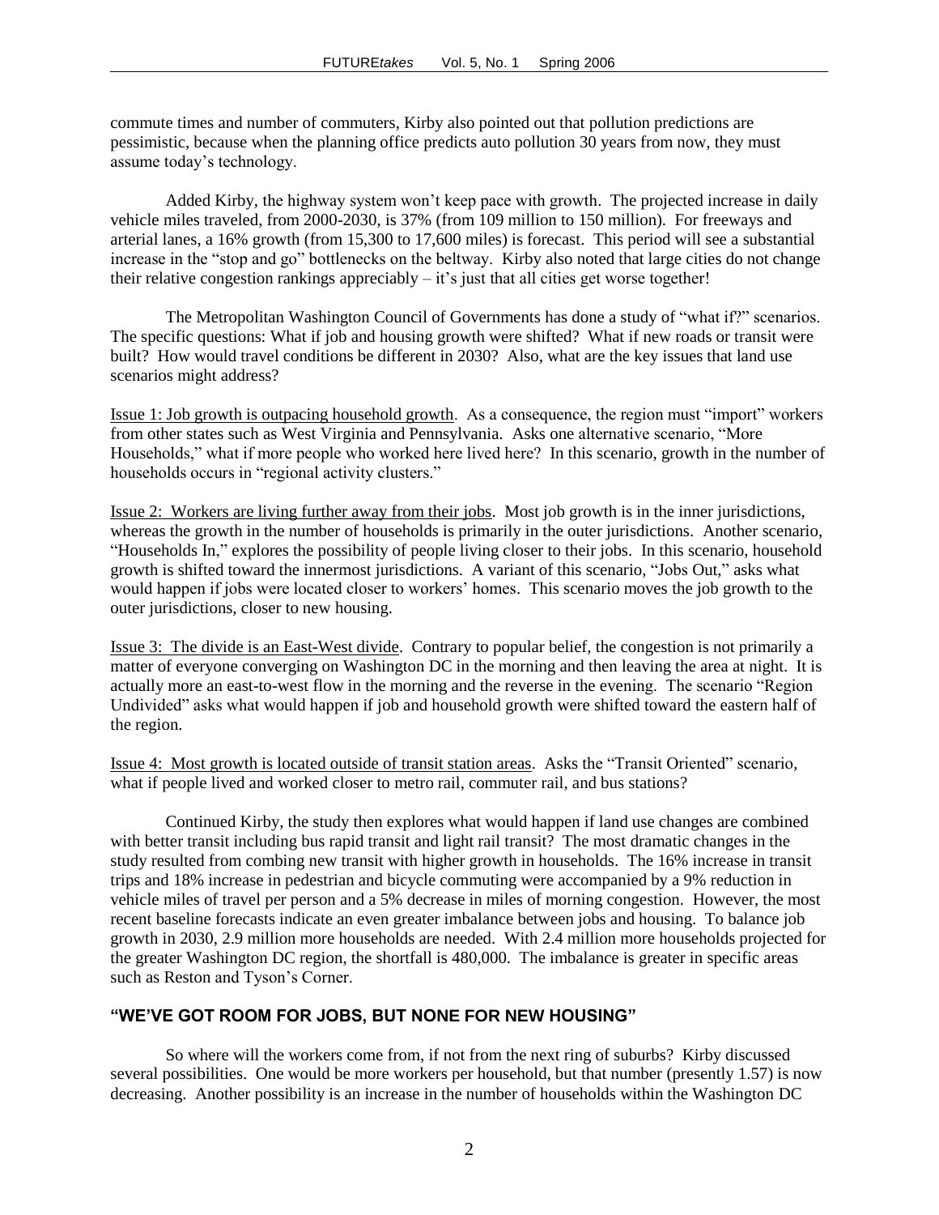commute times and number of commuters, Kirby also pointed out that pollution predictions are pessimistic, because when the planning office predicts auto pollution 30 years from now, they must assume today's technology.

Added Kirby, the highway system won't keep pace with growth. The projected increase in daily vehicle miles traveled, from 2000-2030, is 37% (from 109 million to 150 million). For freeways and arterial lanes, a 16% growth (from 15,300 to 17,600 miles) is forecast. This period will see a substantial increase in the "stop and go" bottlenecks on the beltway. Kirby also noted that large cities do not change their relative congestion rankings appreciably – it's just that all cities get worse together!

The Metropolitan Washington Council of Governments has done a study of "what if?" scenarios. The specific questions: What if job and housing growth were shifted? What if new roads or transit were built? How would travel conditions be different in 2030? Also, what are the key issues that land use scenarios might address?

<u>Issue 1: Job growth is outpacing household growth</u>. As a consequence, the region must "import" workers from other states such as West Virginia and Pennsylvania. Asks one alternative scenario, "More Households," what if more people who worked here lived here? In this scenario, growth in the number of households occurs in "regional activity clusters."

<u>Issue 2: Workers are living further away from their jobs</u>. Most job growth is in the inner jurisdictions, whereas the growth in the number of households is primarily in the outer jurisdictions. Another scenario, "Households In," explores the possibility of people living closer to their jobs. In this scenario, household growth is shifted toward the innermost jurisdictions. A variant of this scenario, "Jobs Out," asks what would happen if jobs were located closer to workers' homes. This scenario moves the job growth to the outer jurisdictions, closer to new housing.

<u>Issue 3: The divide is an East-West divide</u>. Contrary to popular belief, the congestion is not primarily a matter of everyone converging on Washington DC in the morning and then leaving the area at night. It is actually more an east-to-west flow in the morning and the reverse in the evening. The scenario "Region Undivided" asks what would happen if job and household growth were shifted toward the eastern half of the region.

<u>Issue 4: Most growth is located outside of transit station areas</u>. Asks the "Transit Oriented" scenario, what if people lived and worked closer to metro rail, commuter rail, and bus stations?

Continued Kirby, the study then explores what would happen if land use changes are combined with better transit including bus rapid transit and light rail transit? The most dramatic changes in the study resulted from combing new transit with higher growth in households. The 16% increase in transit trips and 18% increase in pedestrian and bicycle commuting were accompanied by a 9% reduction in vehicle miles of travel per person and a 5% decrease in miles of morning congestion. However, the most recent baseline forecasts indicate an even greater imbalance between jobs and housing. To balance job growth in 2030, 2.9 million more households are needed. With 2.4 million more households projected for the greater Washington DC region, the shortfall is 480,000. The imbalance is greater in specific areas such as Reston and Tyson's Corner.

## "WE'VE GOT ROOM FOR JOBS, BUT NONE FOR NEW HOUSING"

So where will the workers come from, if not from the next ring of suburbs? Kirby discussed several possibilities. One would be more workers per household, but that number (presently 1.57) is now decreasing. Another possibility is an increase in the number of households within the Washington DC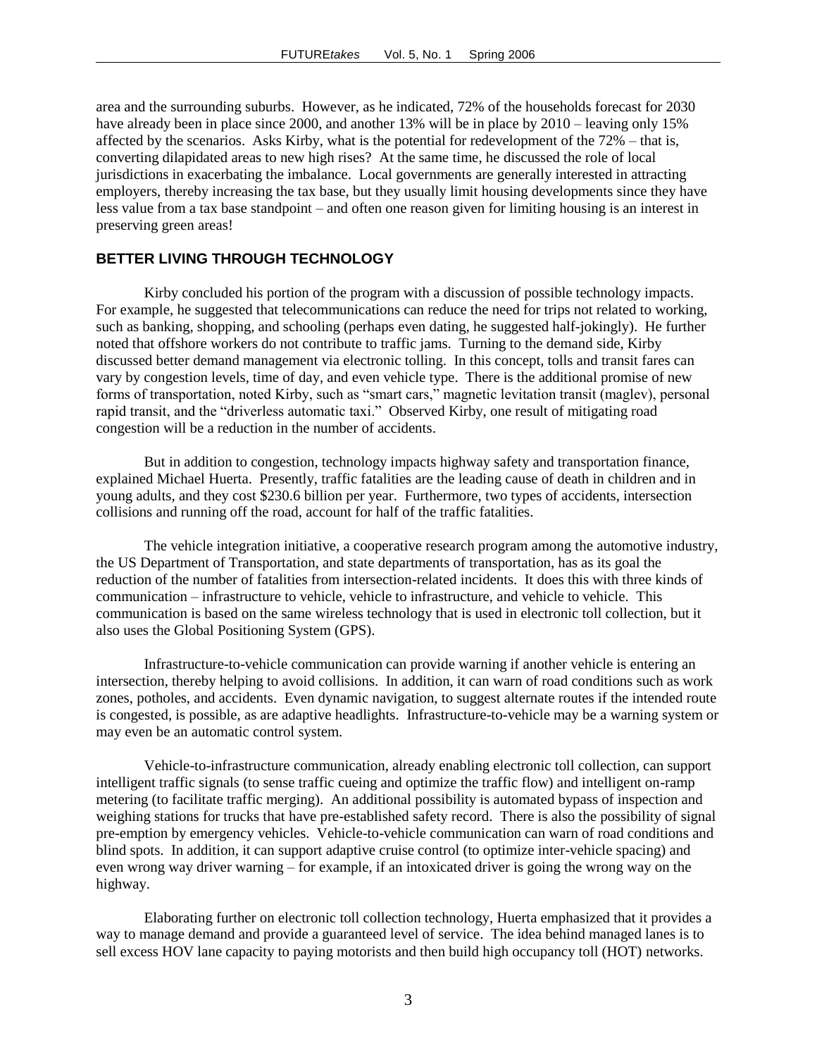area and the surrounding suburbs. However, as he indicated, 72% of the households forecast for 2030 have already been in place since 2000, and another 13% will be in place by 2010 – leaving only 15% affected by the scenarios. Asks Kirby, what is the potential for redevelopment of the 72% – that is, converting dilapidated areas to new high rises? At the same time, he discussed the role of local jurisdictions in exacerbating the imbalance. Local governments are generally interested in attracting employers, thereby increasing the tax base, but they usually limit housing developments since they have less value from a tax base standpoint – and often one reason given for limiting housing is an interest in preserving green areas!

## BETTER LIVING THROUGH TECHNOLOGY

Kirby concluded his portion of the program with a discussion of possible technology impacts. For example, he suggested that telecommunications can reduce the need for trips not related to working, such as banking, shopping, and schooling (perhaps even dating, he suggested half-jokingly). He further noted that offshore workers do not contribute to traffic jams. Turning to the demand side, Kirby discussed better demand management via electronic tolling. In this concept, tolls and transit fares can vary by congestion levels, time of day, and even vehicle type. There is the additional promise of new forms of transportation, noted Kirby, such as "smart cars," magnetic levitation transit (maglev), personal rapid transit, and the "driverless automatic taxi." Observed Kirby, one result of mitigating road congestion will be a reduction in the number of accidents.

But in addition to congestion, technology impacts highway safety and transportation finance, explained Michael Huerta. Presently, traffic fatalities are the leading cause of death in children and in young adults, and they cost $230.6 billion per year. Furthermore, two types of accidents, intersection collisions and running off the road, account for half of the traffic fatalities.

The vehicle integration initiative, a cooperative research program among the automotive industry, the US Department of Transportation, and state departments of transportation, has as its goal the reduction of the number of fatalities from intersection-related incidents. It does this with three kinds of communication – infrastructure to vehicle, vehicle to infrastructure, and vehicle to vehicle. This communication is based on the same wireless technology that is used in electronic toll collection, but it also uses the Global Positioning System (GPS).

Infrastructure-to-vehicle communication can provide warning if another vehicle is entering an intersection, thereby helping to avoid collisions. In addition, it can warn of road conditions such as work zones, potholes, and accidents. Even dynamic navigation, to suggest alternate routes if the intended route is congested, is possible, as are adaptive headlights. Infrastructure-to-vehicle may be a warning system or may even be an automatic control system.

Vehicle-to-infrastructure communication, already enabling electronic toll collection, can support intelligent traffic signals (to sense traffic cueing and optimize the traffic flow) and intelligent on-ramp metering (to facilitate traffic merging). An additional possibility is automated bypass of inspection and weighing stations for trucks that have pre-established safety record. There is also the possibility of signal pre-emption by emergency vehicles. Vehicle-to-vehicle communication can warn of road conditions and blind spots. In addition, it can support adaptive cruise control (to optimize inter-vehicle spacing) and even wrong way driver warning – for example, if an intoxicated driver is going the wrong way on the highway.

Elaborating further on electronic toll collection technology, Huerta emphasized that it provides a way to manage demand and provide a guaranteed level of service. The idea behind managed lanes is to sell excess HOV lane capacity to paying motorists and then build high occupancy toll (HOT) networks.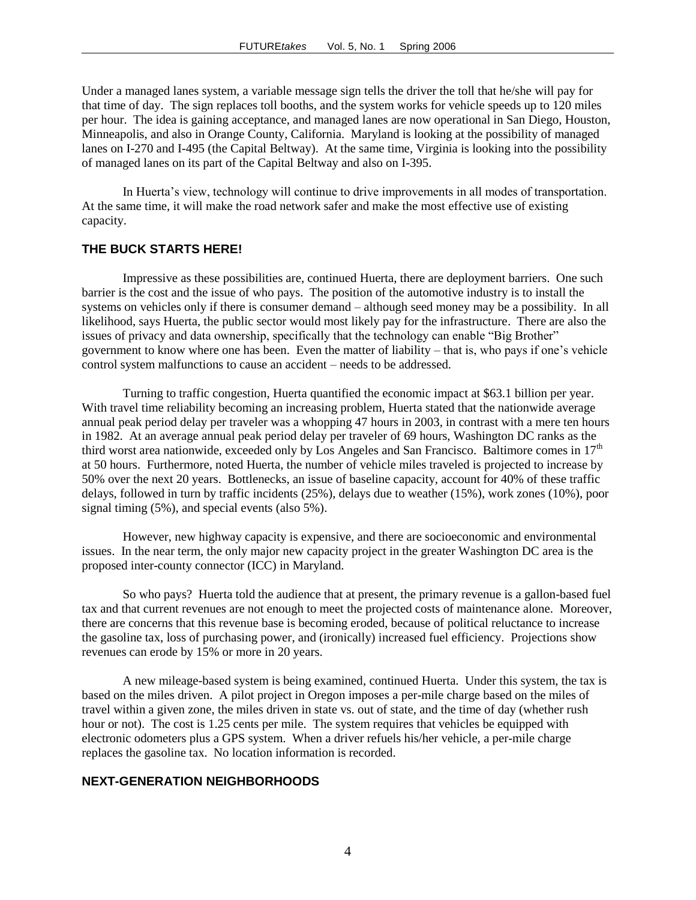Under a managed lanes system, a variable message sign tells the driver the toll that he/she will pay for that time of day. The sign replaces toll booths, and the system works for vehicle speeds up to 120 miles per hour. The idea is gaining acceptance, and managed lanes are now operational in San Diego, Houston, Minneapolis, and also in Orange County, California. Maryland is looking at the possibility of managed lanes on I-270 and I-495 (the Capital Beltway). At the same time, Virginia is looking into the possibility of managed lanes on its part of the Capital Beltway and also on I-395.

In Huerta's view, technology will continue to drive improvements in all modes of transportation. At the same time, it will make the road network safer and make the most effective use of existing capacity.

### THE BUCK STARTS HERE!

Impressive as these possibilities are, continued Huerta, there are deployment barriers. One such barrier is the cost and the issue of who pays. The position of the automotive industry is to install the systems on vehicles only if there is consumer demand – although seed money may be a possibility. In all likelihood, says Huerta, the public sector would most likely pay for the infrastructure. There are also the issues of privacy and data ownership, specifically that the technology can enable "Big Brother" government to know where one has been. Even the matter of liability – that is, who pays if one's vehicle control system malfunctions to cause an accident – needs to be addressed.

Turning to traffic congestion, Huerta quantified the economic impact at $63.1 billion per year. With travel time reliability becoming an increasing problem, Huerta stated that the nationwide average annual peak period delay per traveler was a whopping 47 hours in 2003, in contrast with a mere ten hours in 1982. At an average annual peak period delay per traveler of 69 hours, Washington DC ranks as the third worst area nationwide, exceeded only by Los Angeles and San Francisco. Baltimore comes in 17th at 50 hours. Furthermore, noted Huerta, the number of vehicle miles traveled is projected to increase by 50% over the next 20 years. Bottlenecks, an issue of baseline capacity, account for 40% of these traffic delays, followed in turn by traffic incidents (25%), delays due to weather (15%), work zones (10%), poor signal timing (5%), and special events (also 5%).

However, new highway capacity is expensive, and there are socioeconomic and environmental issues. In the near term, the only major new capacity project in the greater Washington DC area is the proposed inter-county connector (ICC) in Maryland.

So who pays? Huerta told the audience that at present, the primary revenue is a gallon-based fuel tax and that current revenues are not enough to meet the projected costs of maintenance alone. Moreover, there are concerns that this revenue base is becoming eroded, because of political reluctance to increase the gasoline tax, loss of purchasing power, and (ironically) increased fuel efficiency. Projections show revenues can erode by 15% or more in 20 years.

A new mileage-based system is being examined, continued Huerta. Under this system, the tax is based on the miles driven. A pilot project in Oregon imposes a per-mile charge based on the miles of travel within a given zone, the miles driven in state vs. out of state, and the time of day (whether rush hour or not). The cost is 1.25 cents per mile. The system requires that vehicles be equipped with electronic odometers plus a GPS system. When a driver refuels his/her vehicle, a per-mile charge replaces the gasoline tax. No location information is recorded.

### NEXT-GENERATION NEIGHBORHOODS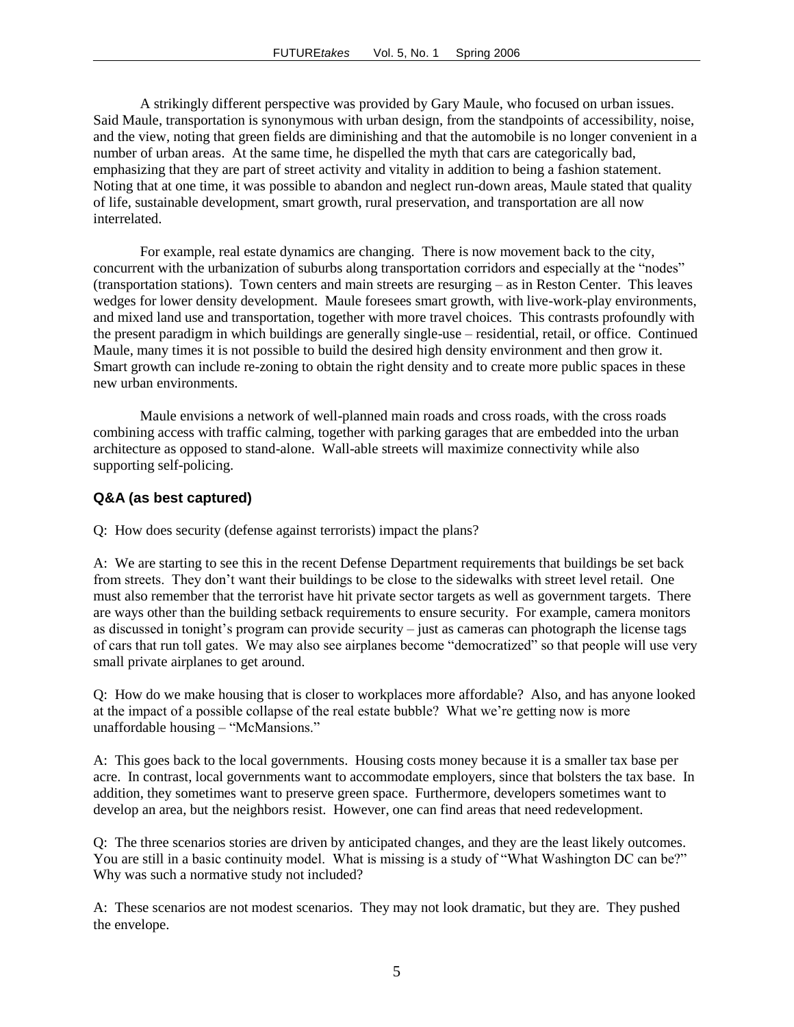A strikingly different perspective was provided by Gary Maule, who focused on urban issues. Said Maule, transportation is synonymous with urban design, from the standpoints of accessibility, noise, and the view, noting that green fields are diminishing and that the automobile is no longer convenient in a number of urban areas. At the same time, he dispelled the myth that cars are categorically bad, emphasizing that they are part of street activity and vitality in addition to being a fashion statement. Noting that at one time, it was possible to abandon and neglect run-down areas, Maule stated that quality of life, sustainable development, smart growth, rural preservation, and transportation are all now interrelated.

For example, real estate dynamics are changing. There is now movement back to the city, concurrent with the urbanization of suburbs along transportation corridors and especially at the "nodes" (transportation stations). Town centers and main streets are resurging – as in Reston Center. This leaves wedges for lower density development. Maule foresees smart growth, with live-work-play environments, and mixed land use and transportation, together with more travel choices. This contrasts profoundly with the present paradigm in which buildings are generally single-use – residential, retail, or office. Continued Maule, many times it is not possible to build the desired high density environment and then grow it. Smart growth can include re-zoning to obtain the right density and to create more public spaces in these new urban environments.

Maule envisions a network of well-planned main roads and cross roads, with the cross roads combining access with traffic calming, together with parking garages that are embedded into the urban architecture as opposed to stand-alone. Wall-able streets will maximize connectivity while also supporting self-policing.

### Q&A (as best captured)

Q: How does security (defense against terrorists) impact the plans?

A: We are starting to see this in the recent Defense Department requirements that buildings be set back from streets. They don't want their buildings to be close to the sidewalks with street level retail. One must also remember that the terrorist have hit private sector targets as well as government targets. There are ways other than the building setback requirements to ensure security. For example, camera monitors as discussed in tonight's program can provide security – just as cameras can photograph the license tags of cars that run toll gates. We may also see airplanes become "democratized" so that people will use very small private airplanes to get around.

Q: How do we make housing that is closer to workplaces more affordable? Also, and has anyone looked at the impact of a possible collapse of the real estate bubble? What we're getting now is more unaffordable housing – "McMansions."

A: This goes back to the local governments. Housing costs money because it is a smaller tax base per acre. In contrast, local governments want to accommodate employers, since that bolsters the tax base. In addition, they sometimes want to preserve green space. Furthermore, developers sometimes want to develop an area, but the neighbors resist. However, one can find areas that need redevelopment.

Q: The three scenarios stories are driven by anticipated changes, and they are the least likely outcomes. You are still in a basic continuity model. What is missing is a study of "What Washington DC can be?" Why was such a normative study not included?

A: These scenarios are not modest scenarios. They may not look dramatic, but they are. They pushed the envelope.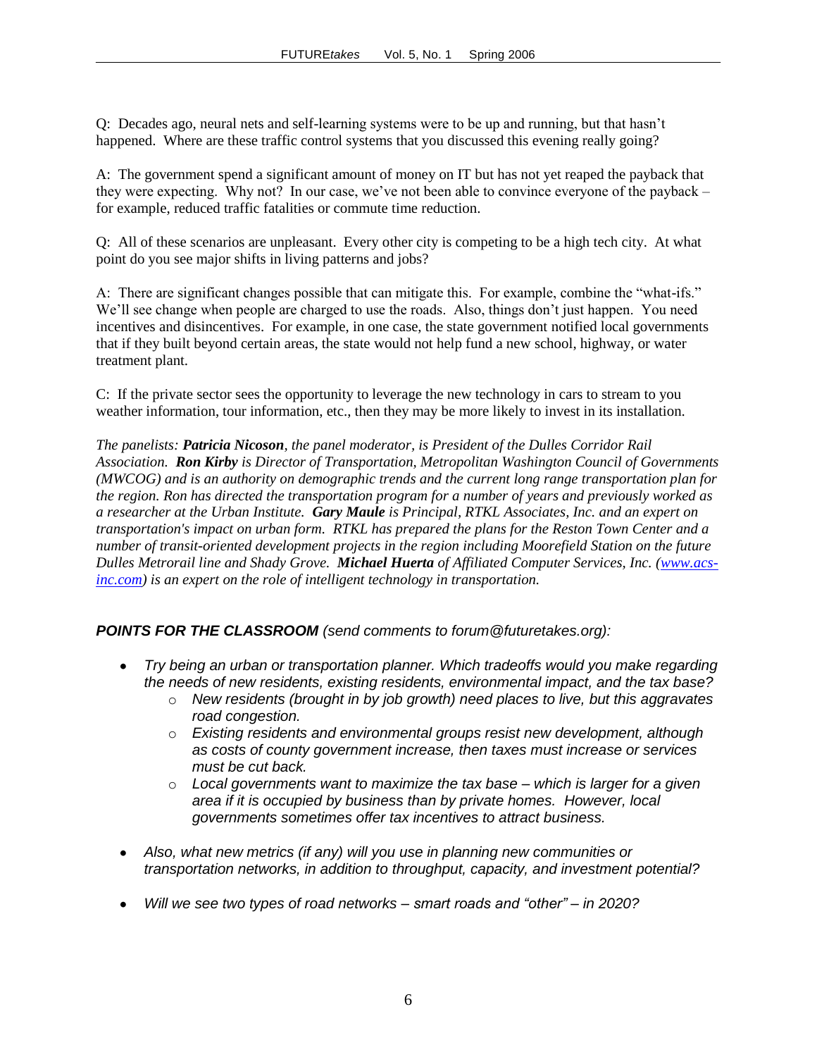Q: Decades ago, neural nets and self-learning systems were to be up and running, but that hasn't happened. Where are these traffic control systems that you discussed this evening really going?

A: The government spend a significant amount of money on IT but has not yet reaped the payback that they were expecting. Why not? In our case, we've not been able to convince everyone of the payback – for example, reduced traffic fatalities or commute time reduction.

Q: All of these scenarios are unpleasant. Every other city is competing to be a high tech city. At what point do you see major shifts in living patterns and jobs?

A: There are significant changes possible that can mitigate this. For example, combine the "what-ifs." We'll see change when people are charged to use the roads. Also, things don't just happen. You need incentives and disincentives. For example, in one case, the state government notified local governments that if they built beyond certain areas, the state would not help fund a new school, highway, or water treatment plant.

C: If the private sector sees the opportunity to leverage the new technology in cars to stream to you weather information, tour information, etc., then they may be more likely to invest in its installation.

*The panelists: **Patricia Nicoson**, the panel moderator, is President of the Dulles Corridor Rail Association. **Ron Kirby** is Director of Transportation, Metropolitan Washington Council of Governments (MWCOG) and is an authority on demographic trends and the current long range transportation plan for the region. Ron has directed the transportation program for a number of years and previously worked as a researcher at the Urban Institute. **Gary Maule** is Principal, RTKL Associates, Inc. and an expert on transportation's impact on urban form. RTKL has prepared the plans for the Reston Town Center and a number of transit-oriented development projects in the region including Moorefield Station on the future Dulles Metrorail line and Shady Grove. **Michael Huerta** of Affiliated Computer Services, Inc. (www.acs-inc.com) is an expert on the role of intelligent technology in transportation.*

***POINTS FOR THE CLASSROOM** (send comments to forum@futuretakes.org):*

- *Try being an urban or transportation planner. Which tradeoffs would you make regarding the needs of new residents, existing residents, environmental impact, and the tax base?*
  - *New residents (brought in by job growth) need places to live, but this aggravates road congestion.*
  - *Existing residents and environmental groups resist new development, although as costs of county government increase, then taxes must increase or services must be cut back.*
  - *Local governments want to maximize the tax base – which is larger for a given area if it is occupied by business than by private homes. However, local governments sometimes offer tax incentives to attract business.*
- *Also, what new metrics (if any) will you use in planning new communities or transportation networks, in addition to throughput, capacity, and investment potential?*
- *Will we see two types of road networks – smart roads and "other" – in 2020?*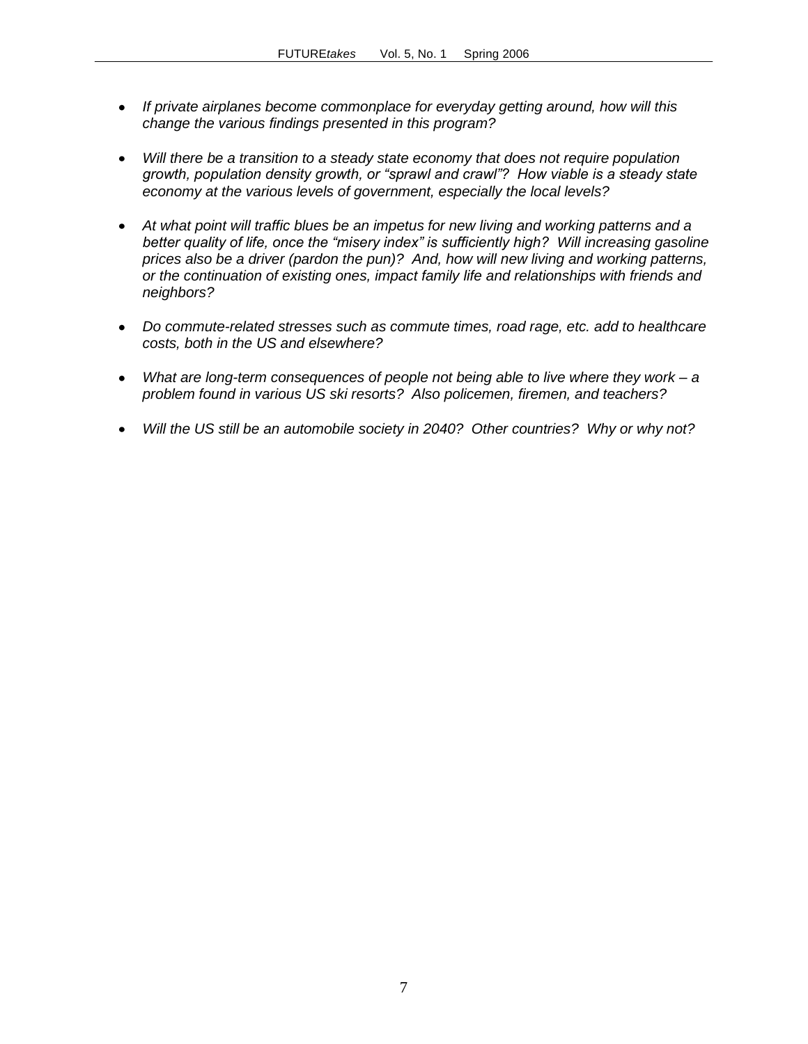- *If private airplanes become commonplace for everyday getting around, how will this change the various findings presented in this program?*

- *Will there be a transition to a steady state economy that does not require population growth, population density growth, or "sprawl and crawl"? How viable is a steady state economy at the various levels of government, especially the local levels?*

- *At what point will traffic blues be an impetus for new living and working patterns and a better quality of life, once the "misery index" is sufficiently high? Will increasing gasoline prices also be a driver (pardon the pun)? And, how will new living and working patterns, or the continuation of existing ones, impact family life and relationships with friends and neighbors?*

- *Do commute-related stresses such as commute times, road rage, etc. add to healthcare costs, both in the US and elsewhere?*

- *What are long-term consequences of people not being able to live where they work – a problem found in various US ski resorts? Also policemen, firemen, and teachers?*

- *Will the US still be an automobile society in 2040? Other countries? Why or why not?*